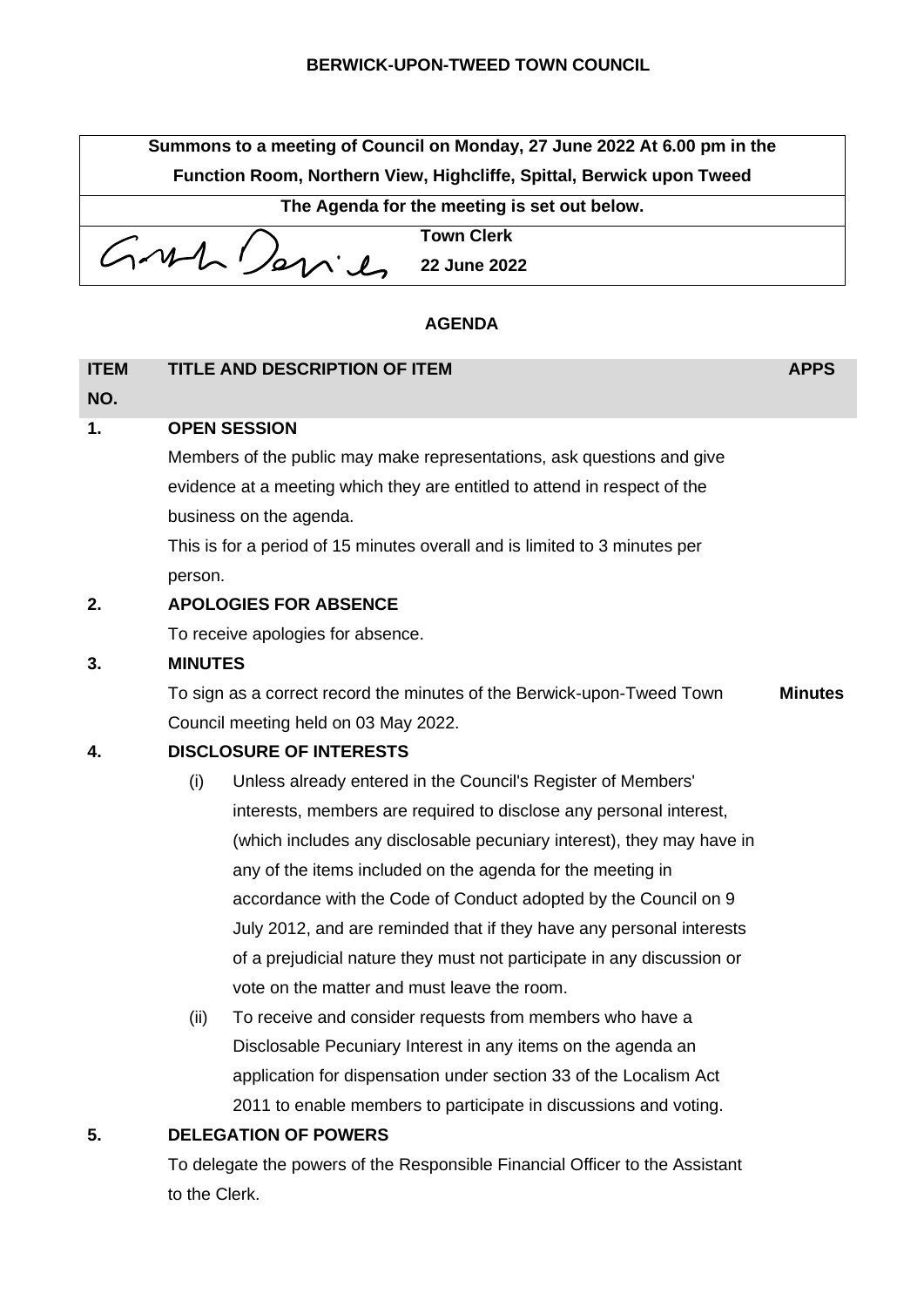**BERWICK-UPON-TWEED TOWN COUNCIL**

| **Summons to a meeting of Council on Monday, 27 June 2022 At 6.00 pm in the Function Room, Northern View, Highcliffe, Spittal, Berwick upon Tweed** |
|---|
| **The Agenda for the meeting is set out below.** |
| **Town Clerk** **22 June 2022** |

## AGENDA

| ITEM NO. | TITLE AND DESCRIPTION OF ITEM | APPS |
|---|---|---|
| **1.** | **OPEN SESSION** Members of the public may make representations, ask questions and give evidence at a meeting which they are entitled to attend in respect of the business on the agenda. This is for a period of 15 minutes overall and is limited to 3 minutes per person. | |
| **2.** | **APOLOGIES FOR ABSENCE** To receive apologies for absence. | |
| **3.** | **MINUTES** To sign as a correct record the minutes of the Berwick-upon-Tweed Town Council meeting held on 03 May 2022. | **Minutes** |
| **4.** | **DISCLOSURE OF INTERESTS** (i) Unless already entered in the Council's Register of Members' interests, members are required to disclose any personal interest, (which includes any disclosable pecuniary interest), they may have in any of the items included on the agenda for the meeting in accordance with the Code of Conduct adopted by the Council on 9 July 2012, and are reminded that if they have any personal interests of a prejudicial nature they must not participate in any discussion or vote on the matter and must leave the room. (ii) To receive and consider requests from members who have a Disclosable Pecuniary Interest in any items on the agenda an application for dispensation under section 33 of the Localism Act 2011 to enable members to participate in discussions and voting. | |
| **5.** | **DELEGATION OF POWERS** To delegate the powers of the Responsible Financial Officer to the Assistant to the Clerk. | |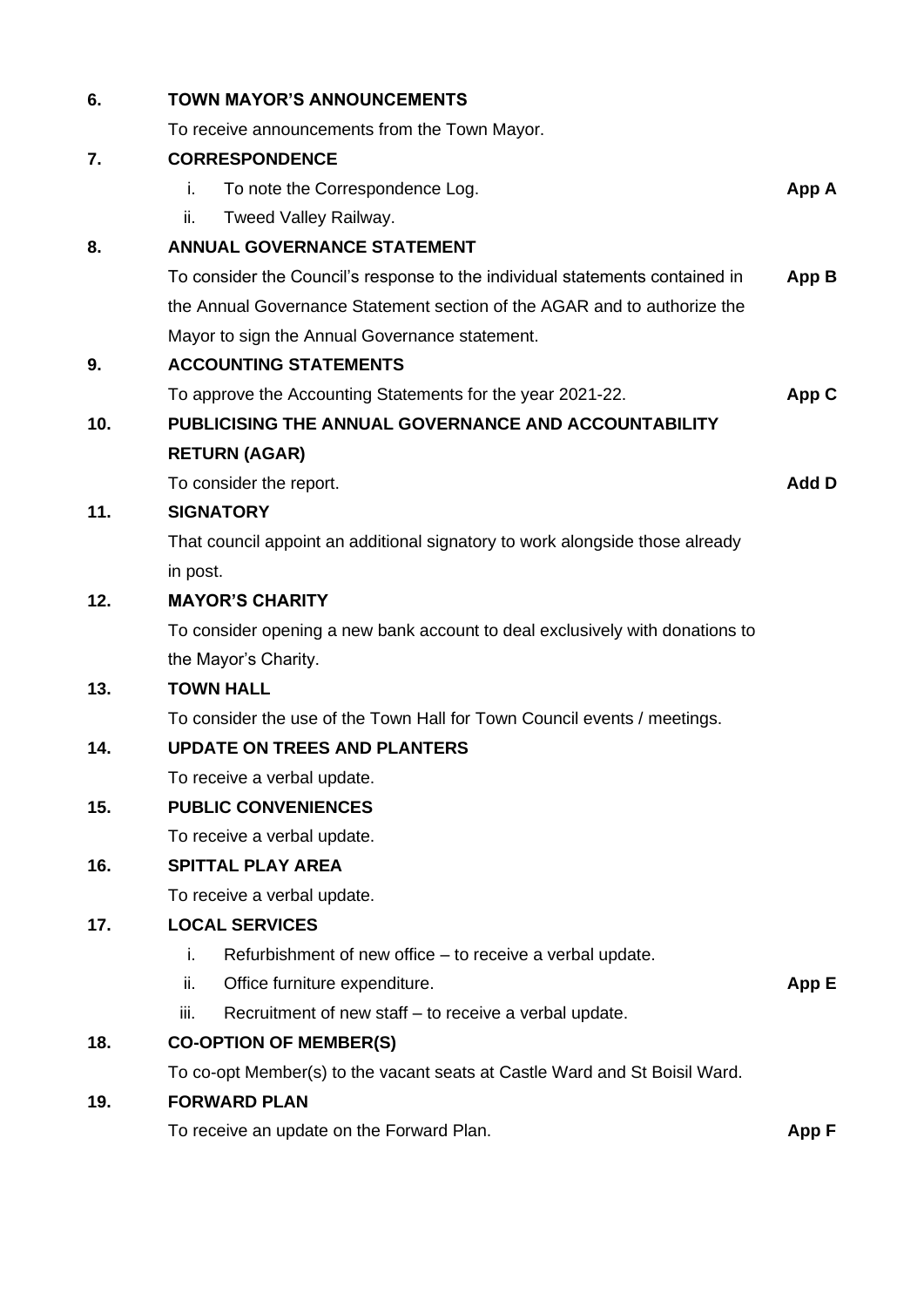**6. TOWN MAYOR'S ANNOUNCEMENTS**

To receive announcements from the Town Mayor.

**7. CORRESPONDENCE**

i. To note the Correspondence Log. **App A**

ii. Tweed Valley Railway.

**8. ANNUAL GOVERNANCE STATEMENT**

To consider the Council's response to the individual statements contained in the Annual Governance Statement section of the AGAR and to authorize the Mayor to sign the Annual Governance statement. **App B**

**9. ACCOUNTING STATEMENTS**

To approve the Accounting Statements for the year 2021-22. **App C**

**10. PUBLICISING THE ANNUAL GOVERNANCE AND ACCOUNTABILITY RETURN (AGAR)**

To consider the report. **Add D**

**11. SIGNATORY**

That council appoint an additional signatory to work alongside those already in post.

**12. MAYOR'S CHARITY**

To consider opening a new bank account to deal exclusively with donations to the Mayor's Charity.

**13. TOWN HALL**

To consider the use of the Town Hall for Town Council events / meetings.

**14. UPDATE ON TREES AND PLANTERS**

To receive a verbal update.

**15. PUBLIC CONVENIENCES**

To receive a verbal update.

**16. SPITTAL PLAY AREA**

To receive a verbal update.

**17. LOCAL SERVICES**

i. Refurbishment of new office – to receive a verbal update.

ii. Office furniture expenditure. **App E**

iii. Recruitment of new staff – to receive a verbal update.

**18. CO-OPTION OF MEMBER(S)**

To co-opt Member(s) to the vacant seats at Castle Ward and St Boisil Ward.

**19. FORWARD PLAN**

To receive an update on the Forward Plan. **App F**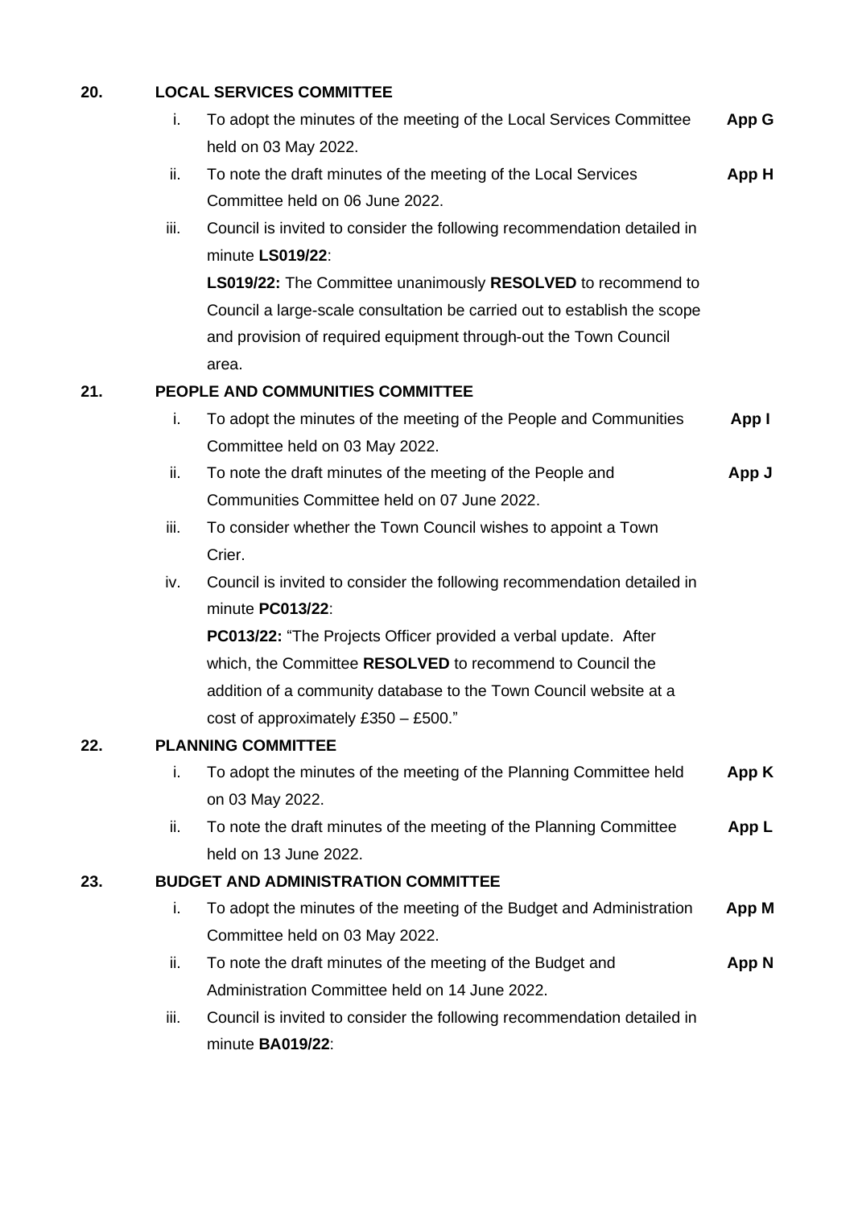## 20. LOCAL SERVICES COMMITTEE

i. To adopt the minutes of the meeting of the Local Services Committee held on 03 May 2022. **App G**

ii. To note the draft minutes of the meeting of the Local Services Committee held on 06 June 2022. **App H**

iii. Council is invited to consider the following recommendation detailed in minute **LS019/22**:

**LS019/22:** The Committee unanimously **RESOLVED** to recommend to Council a large-scale consultation be carried out to establish the scope and provision of required equipment through-out the Town Council area.

## 21. PEOPLE AND COMMUNITIES COMMITTEE

i. To adopt the minutes of the meeting of the People and Communities Committee held on 03 May 2022. **App I**

ii. To note the draft minutes of the meeting of the People and Communities Committee held on 07 June 2022. **App J**

iii. To consider whether the Town Council wishes to appoint a Town Crier.

iv. Council is invited to consider the following recommendation detailed in minute **PC013/22**:

**PC013/22:** "The Projects Officer provided a verbal update. After which, the Committee **RESOLVED** to recommend to Council the addition of a community database to the Town Council website at a cost of approximately £350 – £500."

## 22. PLANNING COMMITTEE

i. To adopt the minutes of the meeting of the Planning Committee held on 03 May 2022. **App K**

ii. To note the draft minutes of the meeting of the Planning Committee held on 13 June 2022. **App L**

## 23. BUDGET AND ADMINISTRATION COMMITTEE

i. To adopt the minutes of the meeting of the Budget and Administration Committee held on 03 May 2022. **App M**

ii. To note the draft minutes of the meeting of the Budget and Administration Committee held on 14 June 2022. **App N**

iii. Council is invited to consider the following recommendation detailed in minute **BA019/22**: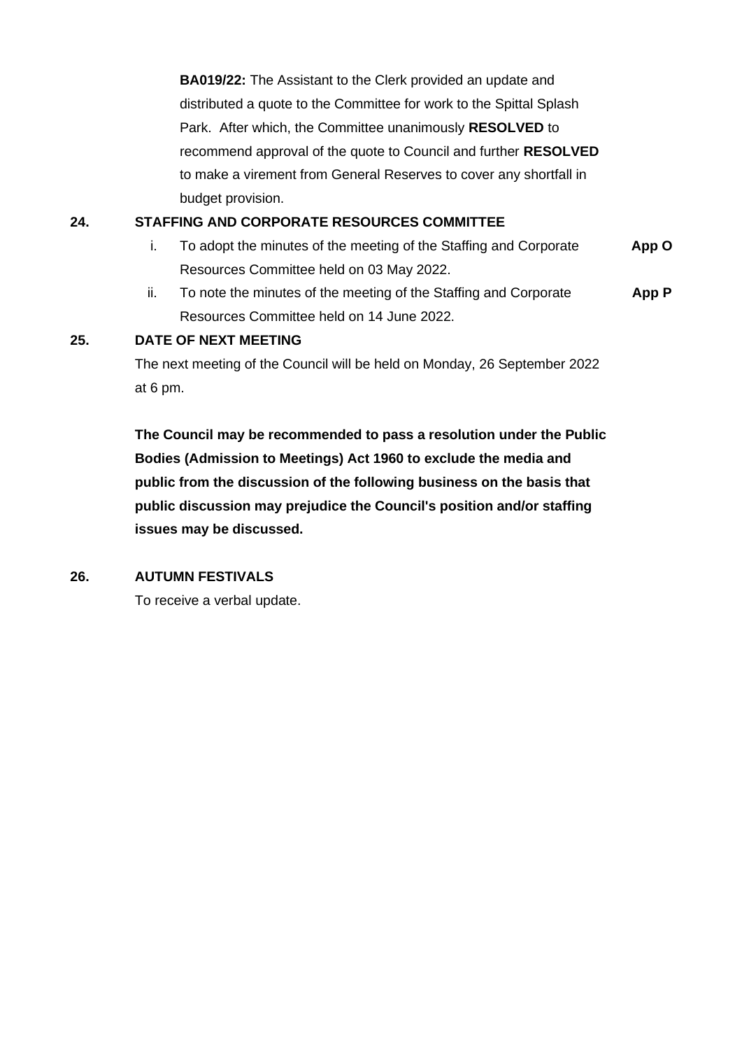**BA019/22:** The Assistant to the Clerk provided an update and distributed a quote to the Committee for work to the Spittal Splash Park. After which, the Committee unanimously **RESOLVED** to recommend approval of the quote to Council and further **RESOLVED** to make a virement from General Reserves to cover any shortfall in budget provision.

**24. STAFFING AND CORPORATE RESOURCES COMMITTEE**

i. To adopt the minutes of the meeting of the Staffing and Corporate Resources Committee held on 03 May 2022. **App O**

ii. To note the minutes of the meeting of the Staffing and Corporate Resources Committee held on 14 June 2022. **App P**

**25. DATE OF NEXT MEETING**

The next meeting of the Council will be held on Monday, 26 September 2022 at 6 pm.

**The Council may be recommended to pass a resolution under the Public Bodies (Admission to Meetings) Act 1960 to exclude the media and public from the discussion of the following business on the basis that public discussion may prejudice the Council's position and/or staffing issues may be discussed.**

**26. AUTUMN FESTIVALS**

To receive a verbal update.